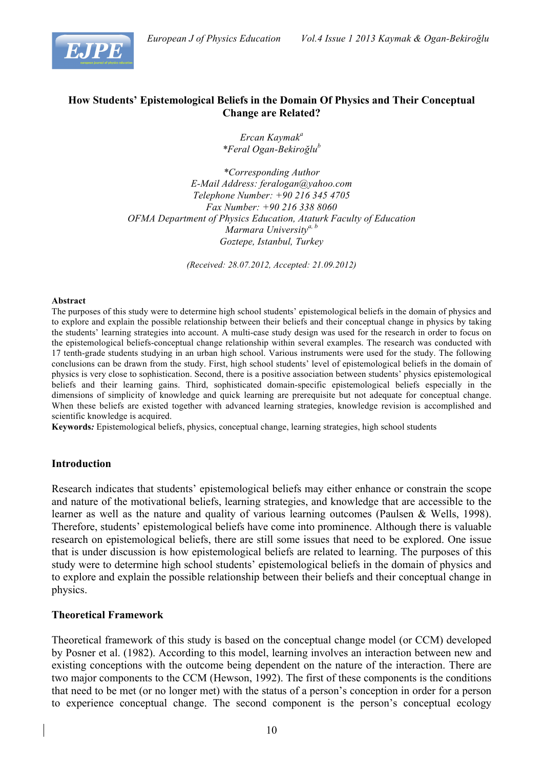# How Students' Epistemological Beliefs in the Domain Of Physics and Their Conceptual Change are Related?

*Ercan Kaymak*[a]
*\*Feral Ogan-Bekiroğlu*[b]

*\*Corresponding Author*
*E-Mail Address: feralogan@yahoo.com*
*Telephone Number: +90 216 345 4705*
*Fax Number: +90 216 338 8060*
*OFMA Department of Physics Education, Ataturk Faculty of Education*
*Marmara University*[a, b]
*Goztepe, Istanbul, Turkey*

*(Received: 28.07.2012, Accepted: 21.09.2012)*

## Abstract

The purposes of this study were to determine high school students' epistemological beliefs in the domain of physics and to explore and explain the possible relationship between their beliefs and their conceptual change in physics by taking the students' learning strategies into account. A multi-case study design was used for the research in order to focus on the epistemological beliefs-conceptual change relationship within several examples. The research was conducted with 17 tenth-grade students studying in an urban high school. Various instruments were used for the study. The following conclusions can be drawn from the study. First, high school students' level of epistemological beliefs in the domain of physics is very close to sophistication. Second, there is a positive association between students' physics epistemological beliefs and their learning gains. Third, sophisticated domain-specific epistemological beliefs especially in the dimensions of simplicity of knowledge and quick learning are prerequisite but not adequate for conceptual change. When these beliefs are existed together with advanced learning strategies, knowledge revision is accomplished and scientific knowledge is acquired.

**Keywords:** Epistemological beliefs, physics, conceptual change, learning strategies, high school students

## Introduction

Research indicates that students' epistemological beliefs may either enhance or constrain the scope and nature of the motivational beliefs, learning strategies, and knowledge that are accessible to the learner as well as the nature and quality of various learning outcomes (Paulsen & Wells, 1998). Therefore, students' epistemological beliefs have come into prominence. Although there is valuable research on epistemological beliefs, there are still some issues that need to be explored. One issue that is under discussion is how epistemological beliefs are related to learning. The purposes of this study were to determine high school students' epistemological beliefs in the domain of physics and to explore and explain the possible relationship between their beliefs and their conceptual change in physics.

## Theoretical Framework

Theoretical framework of this study is based on the conceptual change model (or CCM) developed by Posner et al. (1982). According to this model, learning involves an interaction between new and existing conceptions with the outcome being dependent on the nature of the interaction. There are two major components to the CCM (Hewson, 1992). The first of these components is the conditions that need to be met (or no longer met) with the status of a person's conception in order for a person to experience conceptual change. The second component is the person's conceptual ecology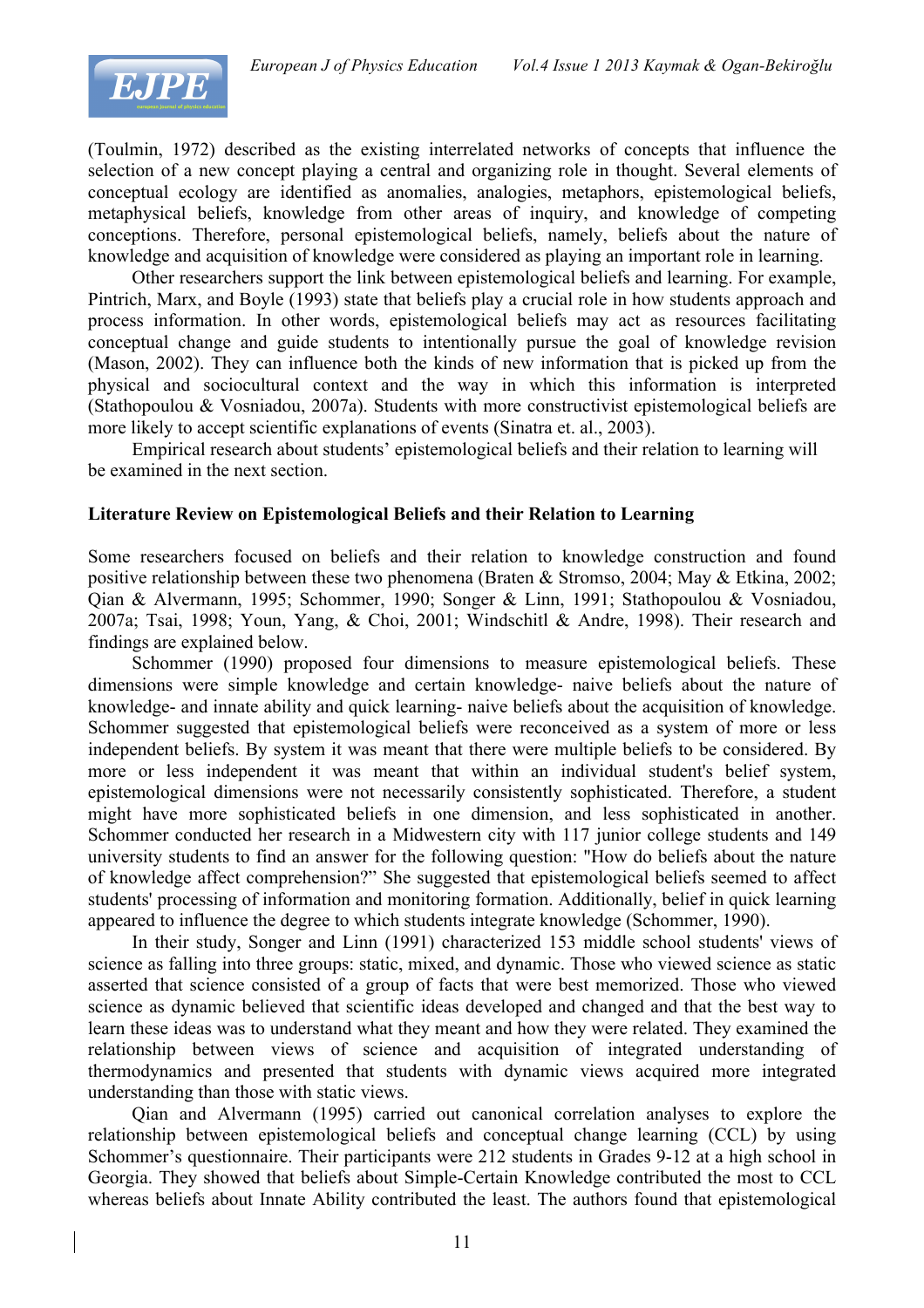(Toulmin, 1972) described as the existing interrelated networks of concepts that influence the selection of a new concept playing a central and organizing role in thought. Several elements of conceptual ecology are identified as anomalies, analogies, metaphors, epistemological beliefs, metaphysical beliefs, knowledge from other areas of inquiry, and knowledge of competing conceptions. Therefore, personal epistemological beliefs, namely, beliefs about the nature of knowledge and acquisition of knowledge were considered as playing an important role in learning.

Other researchers support the link between epistemological beliefs and learning. For example, Pintrich, Marx, and Boyle (1993) state that beliefs play a crucial role in how students approach and process information. In other words, epistemological beliefs may act as resources facilitating conceptual change and guide students to intentionally pursue the goal of knowledge revision (Mason, 2002). They can influence both the kinds of new information that is picked up from the physical and sociocultural context and the way in which this information is interpreted (Stathopoulou & Vosniadou, 2007a). Students with more constructivist epistemological beliefs are more likely to accept scientific explanations of events (Sinatra et. al., 2003).

Empirical research about students' epistemological beliefs and their relation to learning will be examined in the next section.

**Literature Review on Epistemological Beliefs and their Relation to Learning**

Some researchers focused on beliefs and their relation to knowledge construction and found positive relationship between these two phenomena (Braten & Stromso, 2004; May & Etkina, 2002; Qian & Alvermann, 1995; Schommer, 1990; Songer & Linn, 1991; Stathopoulou & Vosniadou, 2007a; Tsai, 1998; Youn, Yang, & Choi, 2001; Windschitl & Andre, 1998). Their research and findings are explained below.

Schommer (1990) proposed four dimensions to measure epistemological beliefs. These dimensions were simple knowledge and certain knowledge- naive beliefs about the nature of knowledge- and innate ability and quick learning- naive beliefs about the acquisition of knowledge. Schommer suggested that epistemological beliefs were reconceived as a system of more or less independent beliefs. By system it was meant that there were multiple beliefs to be considered. By more or less independent it was meant that within an individual student's belief system, epistemological dimensions were not necessarily consistently sophisticated. Therefore, a student might have more sophisticated beliefs in one dimension, and less sophisticated in another. Schommer conducted her research in a Midwestern city with 117 junior college students and 149 university students to find an answer for the following question: "How do beliefs about the nature of knowledge affect comprehension?" She suggested that epistemological beliefs seemed to affect students' processing of information and monitoring formation. Additionally, belief in quick learning appeared to influence the degree to which students integrate knowledge (Schommer, 1990).

In their study, Songer and Linn (1991) characterized 153 middle school students' views of science as falling into three groups: static, mixed, and dynamic. Those who viewed science as static asserted that science consisted of a group of facts that were best memorized. Those who viewed science as dynamic believed that scientific ideas developed and changed and that the best way to learn these ideas was to understand what they meant and how they were related. They examined the relationship between views of science and acquisition of integrated understanding of thermodynamics and presented that students with dynamic views acquired more integrated understanding than those with static views.

Qian and Alvermann (1995) carried out canonical correlation analyses to explore the relationship between epistemological beliefs and conceptual change learning (CCL) by using Schommer's questionnaire. Their participants were 212 students in Grades 9-12 at a high school in Georgia. They showed that beliefs about Simple-Certain Knowledge contributed the most to CCL whereas beliefs about Innate Ability contributed the least. The authors found that epistemological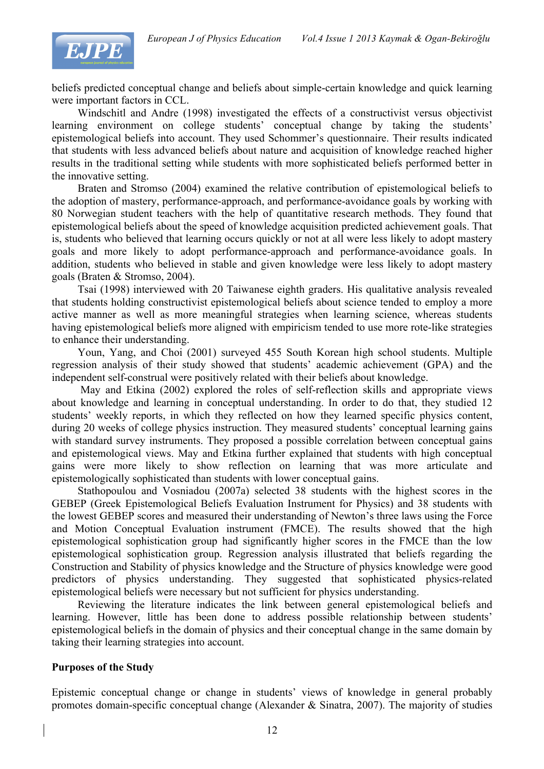beliefs predicted conceptual change and beliefs about simple-certain knowledge and quick learning were important factors in CCL.

Windschitl and Andre (1998) investigated the effects of a constructivist versus objectivist learning environment on college students' conceptual change by taking the students' epistemological beliefs into account. They used Schommer's questionnaire. Their results indicated that students with less advanced beliefs about nature and acquisition of knowledge reached higher results in the traditional setting while students with more sophisticated beliefs performed better in the innovative setting.

Braten and Stromso (2004) examined the relative contribution of epistemological beliefs to the adoption of mastery, performance-approach, and performance-avoidance goals by working with 80 Norwegian student teachers with the help of quantitative research methods. They found that epistemological beliefs about the speed of knowledge acquisition predicted achievement goals. That is, students who believed that learning occurs quickly or not at all were less likely to adopt mastery goals and more likely to adopt performance-approach and performance-avoidance goals. In addition, students who believed in stable and given knowledge were less likely to adopt mastery goals (Braten & Stromso, 2004).

Tsai (1998) interviewed with 20 Taiwanese eighth graders. His qualitative analysis revealed that students holding constructivist epistemological beliefs about science tended to employ a more active manner as well as more meaningful strategies when learning science, whereas students having epistemological beliefs more aligned with empiricism tended to use more rote-like strategies to enhance their understanding.

Youn, Yang, and Choi (2001) surveyed 455 South Korean high school students. Multiple regression analysis of their study showed that students' academic achievement (GPA) and the independent self-construal were positively related with their beliefs about knowledge.

May and Etkina (2002) explored the roles of self-reflection skills and appropriate views about knowledge and learning in conceptual understanding. In order to do that, they studied 12 students' weekly reports, in which they reflected on how they learned specific physics content, during 20 weeks of college physics instruction. They measured students' conceptual learning gains with standard survey instruments. They proposed a possible correlation between conceptual gains and epistemological views. May and Etkina further explained that students with high conceptual gains were more likely to show reflection on learning that was more articulate and epistemologically sophisticated than students with lower conceptual gains.

Stathopoulou and Vosniadou (2007a) selected 38 students with the highest scores in the GEBEP (Greek Epistemological Beliefs Evaluation Instrument for Physics) and 38 students with the lowest GEBEP scores and measured their understanding of Newton's three laws using the Force and Motion Conceptual Evaluation instrument (FMCE). The results showed that the high epistemological sophistication group had significantly higher scores in the FMCE than the low epistemological sophistication group. Regression analysis illustrated that beliefs regarding the Construction and Stability of physics knowledge and the Structure of physics knowledge were good predictors of physics understanding. They suggested that sophisticated physics-related epistemological beliefs were necessary but not sufficient for physics understanding.

Reviewing the literature indicates the link between general epistemological beliefs and learning. However, little has been done to address possible relationship between students' epistemological beliefs in the domain of physics and their conceptual change in the same domain by taking their learning strategies into account.

## Purposes of the Study

Epistemic conceptual change or change in students' views of knowledge in general probably promotes domain-specific conceptual change (Alexander & Sinatra, 2007). The majority of studies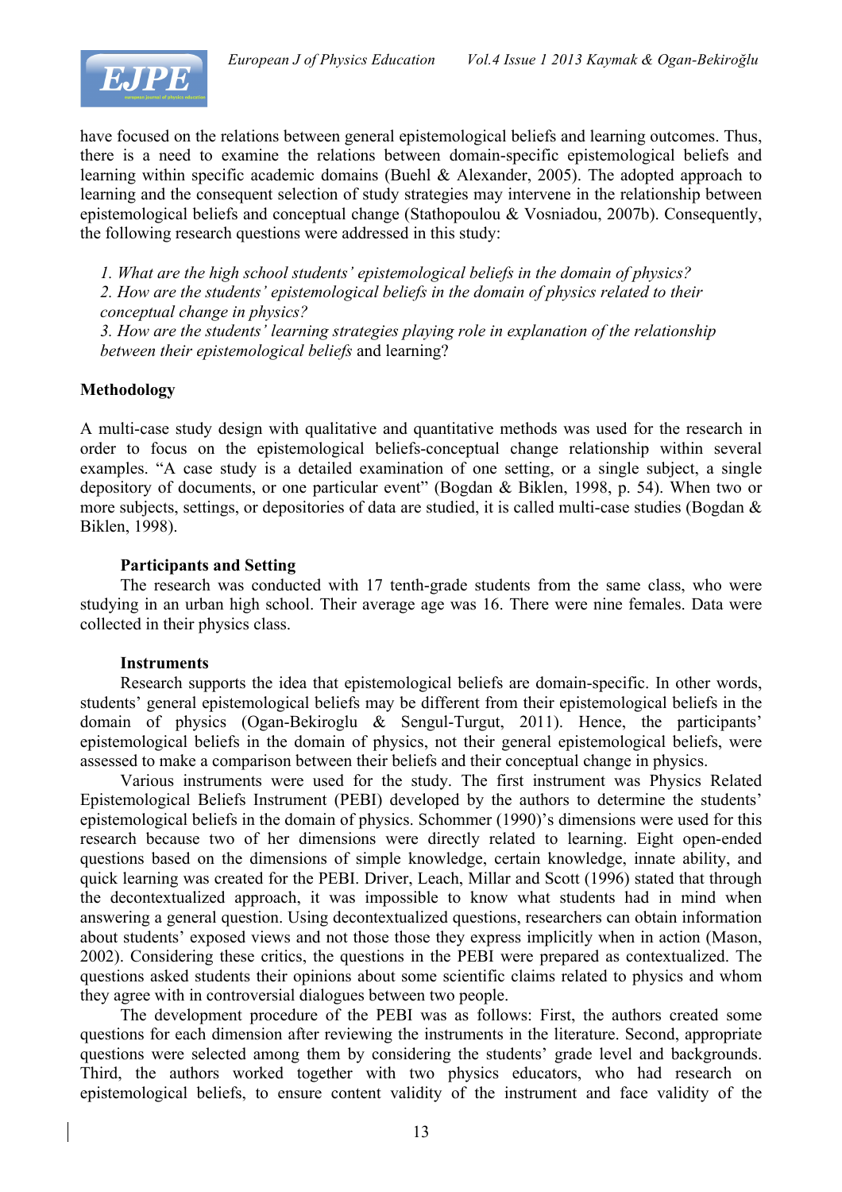have focused on the relations between general epistemological beliefs and learning outcomes. Thus, there is a need to examine the relations between domain-specific epistemological beliefs and learning within specific academic domains (Buehl & Alexander, 2005). The adopted approach to learning and the consequent selection of study strategies may intervene in the relationship between epistemological beliefs and conceptual change (Stathopoulou & Vosniadou, 2007b). Consequently, the following research questions were addressed in this study:

1. *What are the high school students' epistemological beliefs in the domain of physics?*
2. *How are the students' epistemological beliefs in the domain of physics related to their conceptual change in physics?*
3. *How are the students' learning strategies playing role in explanation of the relationship between their epistemological beliefs* and learning?

## Methodology

A multi-case study design with qualitative and quantitative methods was used for the research in order to focus on the epistemological beliefs-conceptual change relationship within several examples. "A case study is a detailed examination of one setting, or a single subject, a single depository of documents, or one particular event" (Bogdan & Biklen, 1998, p. 54). When two or more subjects, settings, or depositories of data are studied, it is called multi-case studies (Bogdan & Biklen, 1998).

### Participants and Setting

The research was conducted with 17 tenth-grade students from the same class, who were studying in an urban high school. Their average age was 16. There were nine females. Data were collected in their physics class.

### Instruments

Research supports the idea that epistemological beliefs are domain-specific. In other words, students' general epistemological beliefs may be different from their epistemological beliefs in the domain of physics (Ogan-Bekiroglu & Sengul-Turgut, 2011). Hence, the participants' epistemological beliefs in the domain of physics, not their general epistemological beliefs, were assessed to make a comparison between their beliefs and their conceptual change in physics.

Various instruments were used for the study. The first instrument was Physics Related Epistemological Beliefs Instrument (PEBI) developed by the authors to determine the students' epistemological beliefs in the domain of physics. Schommer (1990)'s dimensions were used for this research because two of her dimensions were directly related to learning. Eight open-ended questions based on the dimensions of simple knowledge, certain knowledge, innate ability, and quick learning was created for the PEBI. Driver, Leach, Millar and Scott (1996) stated that through the decontextualized approach, it was impossible to know what students had in mind when answering a general question. Using decontextualized questions, researchers can obtain information about students' exposed views and not those those they express implicitly when in action (Mason, 2002). Considering these critics, the questions in the PEBI were prepared as contextualized. The questions asked students their opinions about some scientific claims related to physics and whom they agree with in controversial dialogues between two people.

The development procedure of the PEBI was as follows: First, the authors created some questions for each dimension after reviewing the instruments in the literature. Second, appropriate questions were selected among them by considering the students' grade level and backgrounds. Third, the authors worked together with two physics educators, who had research on epistemological beliefs, to ensure content validity of the instrument and face validity of the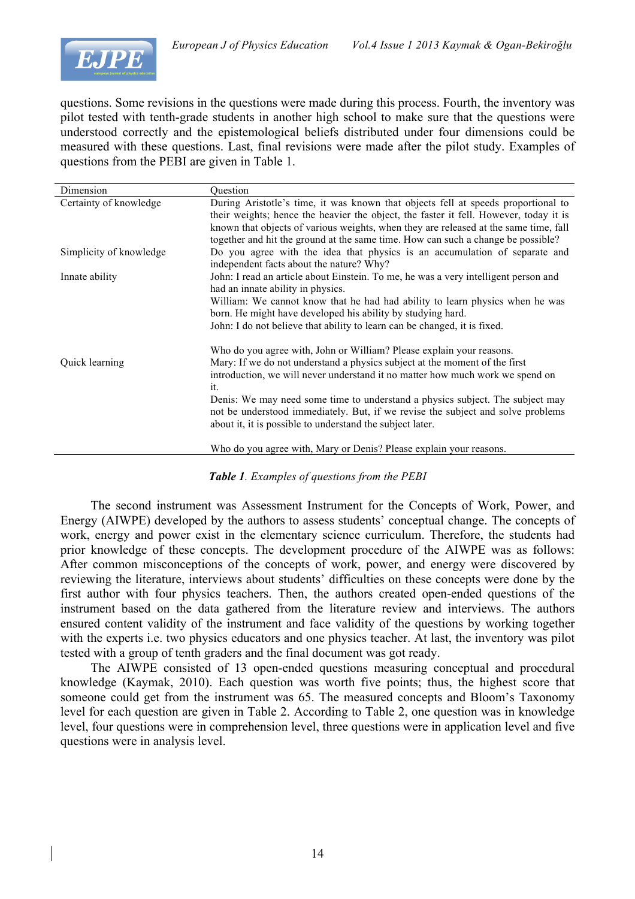questions. Some revisions in the questions were made during this process. Fourth, the inventory was pilot tested with tenth-grade students in another high school to make sure that the questions were understood correctly and the epistemological beliefs distributed under four dimensions could be measured with these questions. Last, final revisions were made after the pilot study. Examples of questions from the PEBI are given in Table 1.

| Dimension | Question |
|---|---|
| Certainty of knowledge | During Aristotle's time, it was known that objects fell at speeds proportional to their weights; hence the heavier the object, the faster it fell. However, today it is known that objects of various weights, when they are released at the same time, fall together and hit the ground at the same time. How can such a change be possible? |
| Simplicity of knowledge | Do you agree with the idea that physics is an accumulation of separate and independent facts about the nature? Why? |
| Innate ability | John: I read an article about Einstein. To me, he was a very intelligent person and had an innate ability in physics.<br>William: We cannot know that he had had ability to learn physics when he was born. He might have developed his ability by studying hard.<br>John: I do not believe that ability to learn can be changed, it is fixed.<br><br>Who do you agree with, John or William? Please explain your reasons. |
| Quick learning | Mary: If we do not understand a physics subject at the moment of the first introduction, we will never understand it no matter how much work we spend on it.<br>Denis: We may need some time to understand a physics subject. The subject may not be understood immediately. But, if we revise the subject and solve problems about it, it is possible to understand the subject later.<br><br>Who do you agree with, Mary or Denis? Please explain your reasons. |

***Table 1**. Examples of questions from the PEBI*

The second instrument was Assessment Instrument for the Concepts of Work, Power, and Energy (AIWPE) developed by the authors to assess students' conceptual change. The concepts of work, energy and power exist in the elementary science curriculum. Therefore, the students had prior knowledge of these concepts. The development procedure of the AIWPE was as follows: After common misconceptions of the concepts of work, power, and energy were discovered by reviewing the literature, interviews about students' difficulties on these concepts were done by the first author with four physics teachers. Then, the authors created open-ended questions of the instrument based on the data gathered from the literature review and interviews. The authors ensured content validity of the instrument and face validity of the questions by working together with the experts i.e. two physics educators and one physics teacher. At last, the inventory was pilot tested with a group of tenth graders and the final document was got ready.

The AIWPE consisted of 13 open-ended questions measuring conceptual and procedural knowledge (Kaymak, 2010). Each question was worth five points; thus, the highest score that someone could get from the instrument was 65. The measured concepts and Bloom's Taxonomy level for each question are given in Table 2. According to Table 2, one question was in knowledge level, four questions were in comprehension level, three questions were in application level and five questions were in analysis level.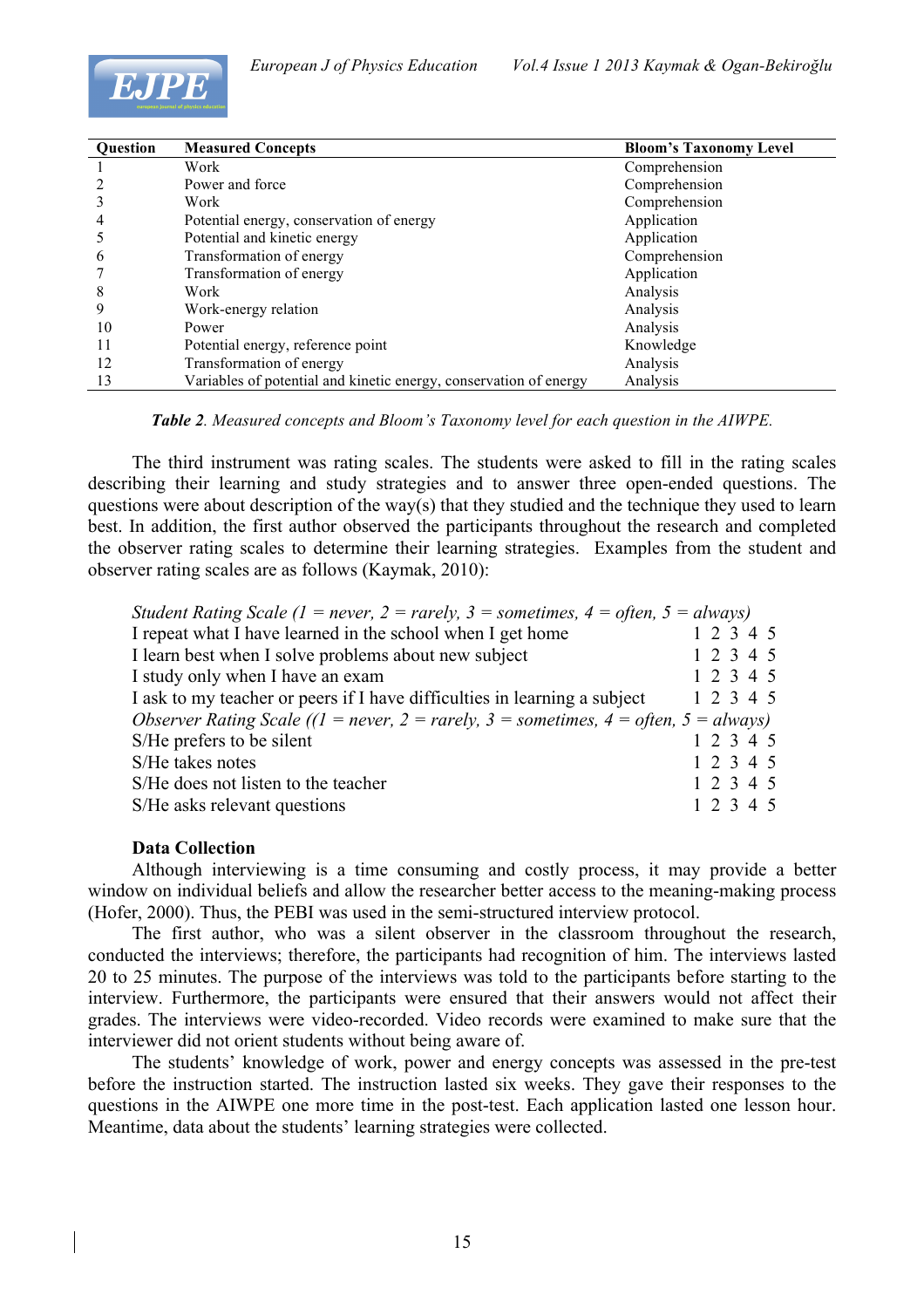| Question | Measured Concepts | Bloom's Taxonomy Level |
|---|---|---|
| 1 | Work | Comprehension |
| 2 | Power and force | Comprehension |
| 3 | Work | Comprehension |
| 4 | Potential energy, conservation of energy | Application |
| 5 | Potential and kinetic energy | Application |
| 6 | Transformation of energy | Comprehension |
| 7 | Transformation of energy | Application |
| 8 | Work | Analysis |
| 9 | Work-energy relation | Analysis |
| 10 | Power | Analysis |
| 11 | Potential energy, reference point | Knowledge |
| 12 | Transformation of energy | Analysis |
| 13 | Variables of potential and kinetic energy, conservation of energy | Analysis |

***Table 2**. Measured concepts and Bloom's Taxonomy level for each question in the AIWPE.*

The third instrument was rating scales. The students were asked to fill in the rating scales describing their learning and study strategies and to answer three open-ended questions. The questions were about description of the way(s) that they studied and the technique they used to learn best. In addition, the first author observed the participants throughout the research and completed the observer rating scales to determine their learning strategies. Examples from the student and observer rating scales are as follows (Kaymak, 2010):

*Student Rating Scale (1 = never, 2 = rarely, 3 = sometimes, 4 = often, 5 = always)*

| | |
|---|---|
| I repeat what I have learned in the school when I get home | 1 2 3 4 5 |
| I learn best when I solve problems about new subject | 1 2 3 4 5 |
| I study only when I have an exam | 1 2 3 4 5 |
| I ask to my teacher or peers if I have difficulties in learning a subject | 1 2 3 4 5 |

*Observer Rating Scale ((1 = never, 2 = rarely, 3 = sometimes, 4 = often, 5 = always)*

| | |
|---|---|
| S/He prefers to be silent | 1 2 3 4 5 |
| S/He takes notes | 1 2 3 4 5 |
| S/He does not listen to the teacher | 1 2 3 4 5 |
| S/He asks relevant questions | 1 2 3 4 5 |

**Data Collection**

Although interviewing is a time consuming and costly process, it may provide a better window on individual beliefs and allow the researcher better access to the meaning-making process (Hofer, 2000). Thus, the PEBI was used in the semi-structured interview protocol.

The first author, who was a silent observer in the classroom throughout the research, conducted the interviews; therefore, the participants had recognition of him. The interviews lasted 20 to 25 minutes. The purpose of the interviews was told to the participants before starting to the interview. Furthermore, the participants were ensured that their answers would not affect their grades. The interviews were video-recorded. Video records were examined to make sure that the interviewer did not orient students without being aware of.

The students' knowledge of work, power and energy concepts was assessed in the pre-test before the instruction started. The instruction lasted six weeks. They gave their responses to the questions in the AIWPE one more time in the post-test. Each application lasted one lesson hour. Meantime, data about the students' learning strategies were collected.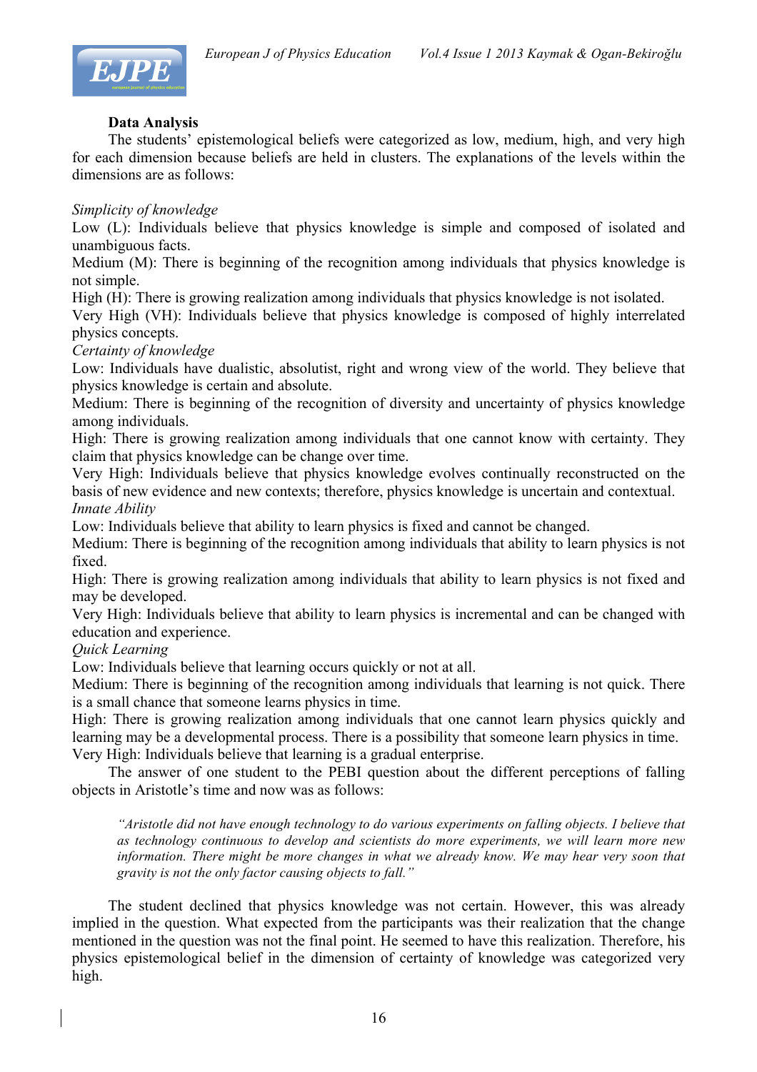### Data Analysis

The students' epistemological beliefs were categorized as low, medium, high, and very high for each dimension because beliefs are held in clusters. The explanations of the levels within the dimensions are as follows:

*Simplicity of knowledge*

Low (L): Individuals believe that physics knowledge is simple and composed of isolated and unambiguous facts.

Medium (M): There is beginning of the recognition among individuals that physics knowledge is not simple.

High (H): There is growing realization among individuals that physics knowledge is not isolated.

Very High (VH): Individuals believe that physics knowledge is composed of highly interrelated physics concepts.

*Certainty of knowledge*

Low: Individuals have dualistic, absolutist, right and wrong view of the world. They believe that physics knowledge is certain and absolute.

Medium: There is beginning of the recognition of diversity and uncertainty of physics knowledge among individuals.

High: There is growing realization among individuals that one cannot know with certainty. They claim that physics knowledge can be change over time.

Very High: Individuals believe that physics knowledge evolves continually reconstructed on the basis of new evidence and new contexts; therefore, physics knowledge is uncertain and contextual.

*Innate Ability*

Low: Individuals believe that ability to learn physics is fixed and cannot be changed.

Medium: There is beginning of the recognition among individuals that ability to learn physics is not fixed.

High: There is growing realization among individuals that ability to learn physics is not fixed and may be developed.

Very High: Individuals believe that ability to learn physics is incremental and can be changed with education and experience.

*Quick Learning*

Low: Individuals believe that learning occurs quickly or not at all.

Medium: There is beginning of the recognition among individuals that learning is not quick. There is a small chance that someone learns physics in time.

High: There is growing realization among individuals that one cannot learn physics quickly and learning may be a developmental process. There is a possibility that someone learn physics in time.

Very High: Individuals believe that learning is a gradual enterprise.

The answer of one student to the PEBI question about the different perceptions of falling objects in Aristotle's time and now was as follows:

> *"Aristotle did not have enough technology to do various experiments on falling objects. I believe that as technology continuous to develop and scientists do more experiments, we will learn more new information. There might be more changes in what we already know. We may hear very soon that gravity is not the only factor causing objects to fall."*

The student declined that physics knowledge was not certain. However, this was already implied in the question. What expected from the participants was their realization that the change mentioned in the question was not the final point. He seemed to have this realization. Therefore, his physics epistemological belief in the dimension of certainty of knowledge was categorized very high.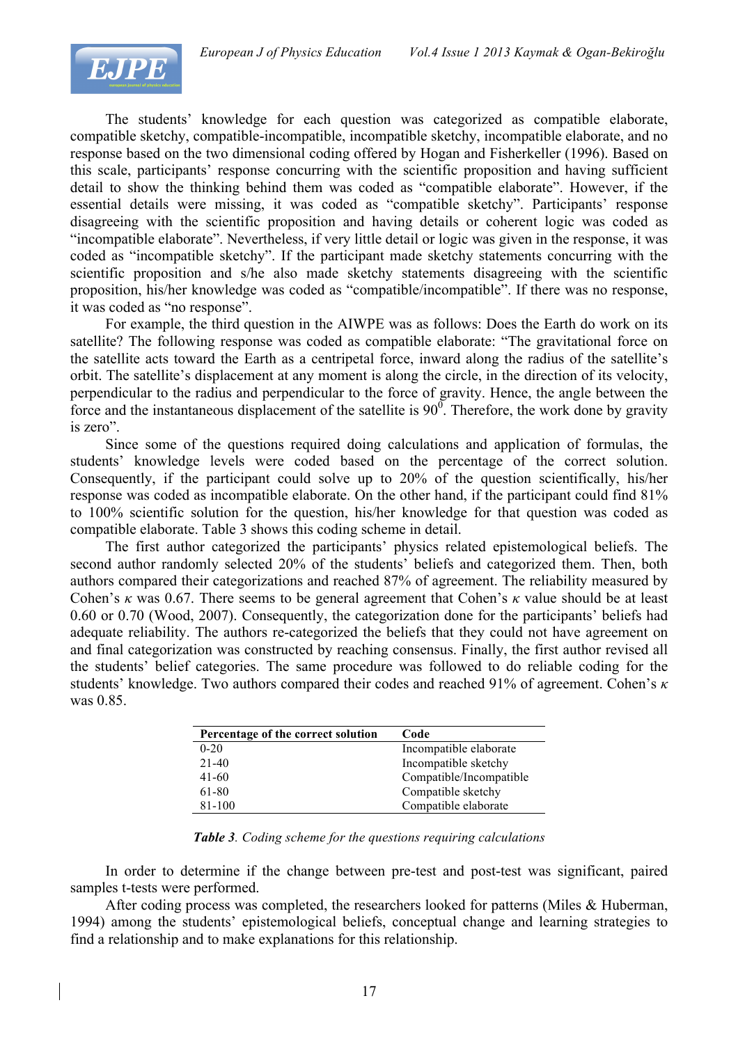The students' knowledge for each question was categorized as compatible elaborate, compatible sketchy, compatible-incompatible, incompatible sketchy, incompatible elaborate, and no response based on the two dimensional coding offered by Hogan and Fisherkeller (1996). Based on this scale, participants' response concurring with the scientific proposition and having sufficient detail to show the thinking behind them was coded as "compatible elaborate". However, if the essential details were missing, it was coded as "compatible sketchy". Participants' response disagreeing with the scientific proposition and having details or coherent logic was coded as "incompatible elaborate". Nevertheless, if very little detail or logic was given in the response, it was coded as "incompatible sketchy". If the participant made sketchy statements concurring with the scientific proposition and s/he also made sketchy statements disagreeing with the scientific proposition, his/her knowledge was coded as "compatible/incompatible". If there was no response, it was coded as "no response".

For example, the third question in the AIWPE was as follows: Does the Earth do work on its satellite? The following response was coded as compatible elaborate: "The gravitational force on the satellite acts toward the Earth as a centripetal force, inward along the radius of the satellite's orbit. The satellite's displacement at any moment is along the circle, in the direction of its velocity, perpendicular to the radius and perpendicular to the force of gravity. Hence, the angle between the force and the instantaneous displacement of the satellite is $90^0$. Therefore, the work done by gravity is zero".

Since some of the questions required doing calculations and application of formulas, the students' knowledge levels were coded based on the percentage of the correct solution. Consequently, if the participant could solve up to 20% of the question scientifically, his/her response was coded as incompatible elaborate. On the other hand, if the participant could find 81% to 100% scientific solution for the question, his/her knowledge for that question was coded as compatible elaborate. Table 3 shows this coding scheme in detail.

The first author categorized the participants' physics related epistemological beliefs. The second author randomly selected 20% of the students' beliefs and categorized them. Then, both authors compared their categorizations and reached 87% of agreement. The reliability measured by Cohen's $\kappa$ was 0.67. There seems to be general agreement that Cohen's $\kappa$ value should be at least 0.60 or 0.70 (Wood, 2007). Consequently, the categorization done for the participants' beliefs had adequate reliability. The authors re-categorized the beliefs that they could not have agreement on and final categorization was constructed by reaching consensus. Finally, the first author revised all the students' belief categories. The same procedure was followed to do reliable coding for the students' knowledge. Two authors compared their codes and reached 91% of agreement. Cohen's $\kappa$ was 0.85.

| Percentage of the correct solution | Code |
|---|---|
| 0-20 | Incompatible elaborate |
| 21-40 | Incompatible sketchy |
| 41-60 | Compatible/Incompatible |
| 61-80 | Compatible sketchy |
| 81-100 | Compatible elaborate |

***Table 3**. Coding scheme for the questions requiring calculations*

In order to determine if the change between pre-test and post-test was significant, paired samples t-tests were performed.

After coding process was completed, the researchers looked for patterns (Miles & Huberman, 1994) among the students' epistemological beliefs, conceptual change and learning strategies to find a relationship and to make explanations for this relationship.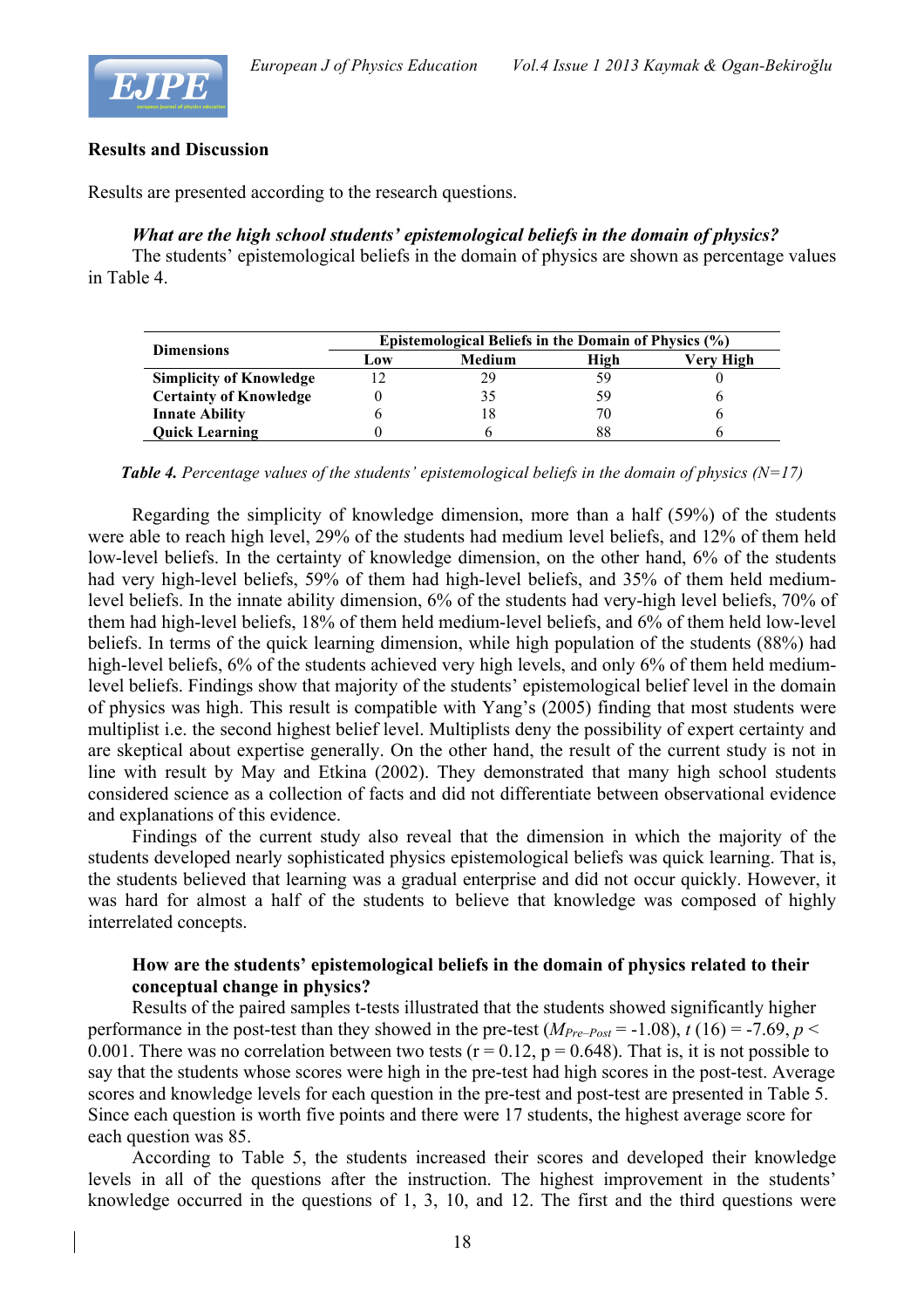## Results and Discussion

Results are presented according to the research questions.

***What are the high school students' epistemological beliefs in the domain of physics?***

The students' epistemological beliefs in the domain of physics are shown as percentage values in Table 4.

| Dimensions | Epistemological Beliefs in the Domain of Physics (%) | | | |
|---|---|---|---|---|
| | Low | Medium | High | Very High |
| **Simplicity of Knowledge** | 12 | 29 | 59 | 0 |
| **Certainty of Knowledge** | 0 | 35 | 59 | 6 |
| **Innate Ability** | 6 | 18 | 70 | 6 |
| **Quick Learning** | 0 | 6 | 88 | 6 |

***Table 4.*** *Percentage values of the students' epistemological beliefs in the domain of physics (N=17)*

Regarding the simplicity of knowledge dimension, more than a half (59%) of the students were able to reach high level, 29% of the students had medium level beliefs, and 12% of them held low-level beliefs. In the certainty of knowledge dimension, on the other hand, 6% of the students had very high-level beliefs, 59% of them had high-level beliefs, and 35% of them held medium-level beliefs. In the innate ability dimension, 6% of the students had very-high level beliefs, 70% of them had high-level beliefs, 18% of them held medium-level beliefs, and 6% of them held low-level beliefs. In terms of the quick learning dimension, while high population of the students (88%) had high-level beliefs, 6% of the students achieved very high levels, and only 6% of them held medium-level beliefs. Findings show that majority of the students' epistemological belief level in the domain of physics was high. This result is compatible with Yang's (2005) finding that most students were multiplist i.e. the second highest belief level. Multiplists deny the possibility of expert certainty and are skeptical about expertise generally. On the other hand, the result of the current study is not in line with result by May and Etkina (2002). They demonstrated that many high school students considered science as a collection of facts and did not differentiate between observational evidence and explanations of this evidence.

Findings of the current study also reveal that the dimension in which the majority of the students developed nearly sophisticated physics epistemological beliefs was quick learning. That is, the students believed that learning was a gradual enterprise and did not occur quickly. However, it was hard for almost a half of the students to believe that knowledge was composed of highly interrelated concepts.

**How are the students' epistemological beliefs in the domain of physics related to their conceptual change in physics?**

Results of the paired samples t-tests illustrated that the students showed significantly higher performance in the post-test than they showed in the pre-test ($M_{Pre-Post} = -1.08$), $t\,(16) = -7.69$, $p < 0.001$. There was no correlation between two tests ($r = 0.12$, $p = 0.648$). That is, it is not possible to say that the students whose scores were high in the pre-test had high scores in the post-test. Average scores and knowledge levels for each question in the pre-test and post-test are presented in Table 5. Since each question is worth five points and there were 17 students, the highest average score for each question was 85.

According to Table 5, the students increased their scores and developed their knowledge levels in all of the questions after the instruction. The highest improvement in the students' knowledge occurred in the questions of 1, 3, 10, and 12. The first and the third questions were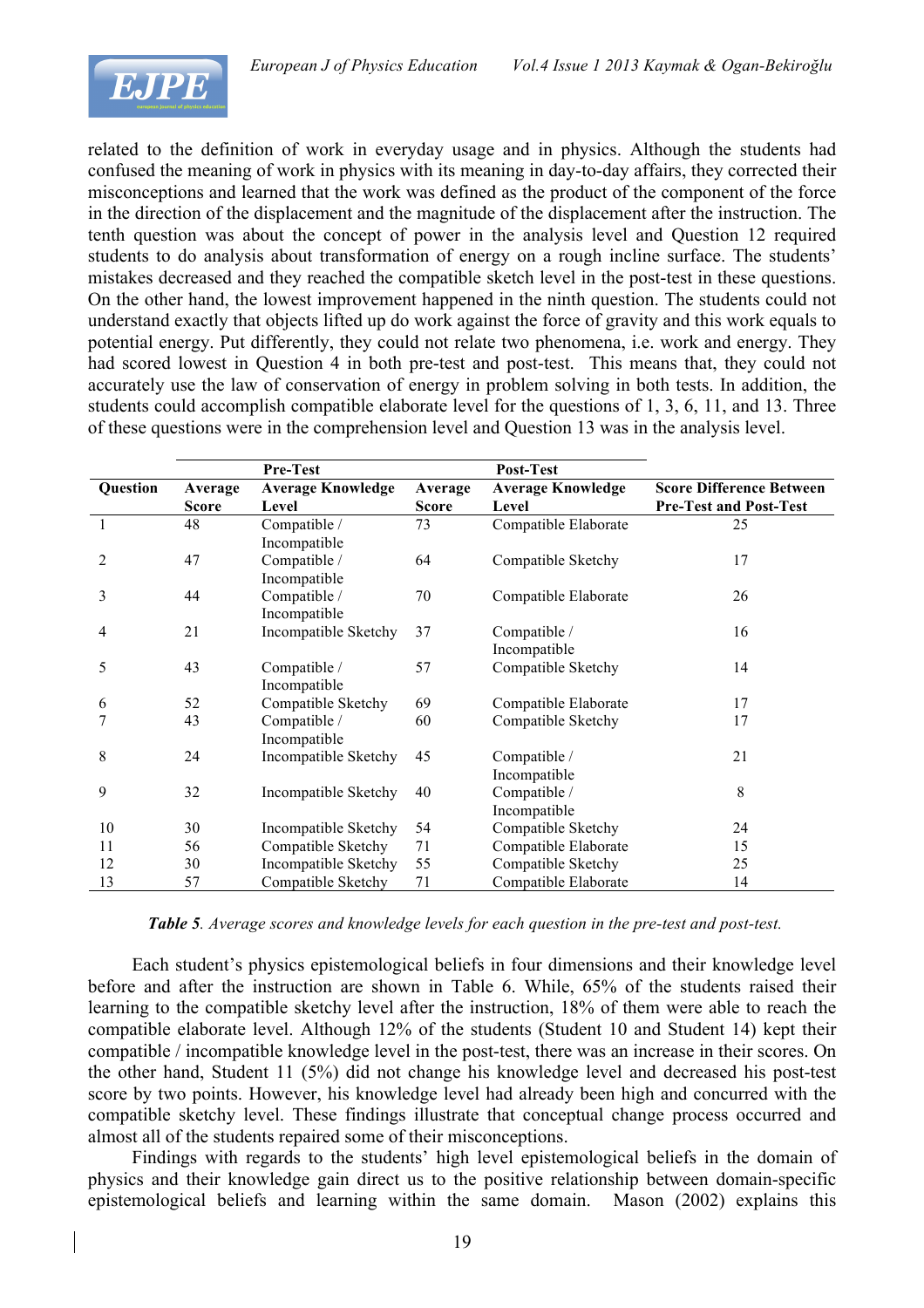related to the definition of work in everyday usage and in physics. Although the students had confused the meaning of work in physics with its meaning in day-to-day affairs, they corrected their misconceptions and learned that the work was defined as the product of the component of the force in the direction of the displacement and the magnitude of the displacement after the instruction. The tenth question was about the concept of power in the analysis level and Question 12 required students to do analysis about transformation of energy on a rough incline surface. The students' mistakes decreased and they reached the compatible sketch level in the post-test in these questions. On the other hand, the lowest improvement happened in the ninth question. The students could not understand exactly that objects lifted up do work against the force of gravity and this work equals to potential energy. Put differently, they could not relate two phenomena, i.e. work and energy. They had scored lowest in Question 4 in both pre-test and post-test. This means that, they could not accurately use the law of conservation of energy in problem solving in both tests. In addition, the students could accomplish compatible elaborate level for the questions of 1, 3, 6, 11, and 13. Three of these questions were in the comprehension level and Question 13 was in the analysis level.

| | Pre-Test | | Post-Test | | |
|---|---|---|---|---|---|
| **Question** | **Average Score** | **Average Knowledge Level** | **Average Score** | **Average Knowledge Level** | **Score Difference Between Pre-Test and Post-Test** |
| 1 | 48 | Compatible / Incompatible | 73 | Compatible Elaborate | 25 |
| 2 | 47 | Compatible / Incompatible | 64 | Compatible Sketchy | 17 |
| 3 | 44 | Compatible / Incompatible | 70 | Compatible Elaborate | 26 |
| 4 | 21 | Incompatible Sketchy | 37 | Compatible / Incompatible | 16 |
| 5 | 43 | Compatible / Incompatible | 57 | Compatible Sketchy | 14 |
| 6 | 52 | Compatible Sketchy | 69 | Compatible Elaborate | 17 |
| 7 | 43 | Compatible / Incompatible | 60 | Compatible Sketchy | 17 |
| 8 | 24 | Incompatible Sketchy | 45 | Compatible / Incompatible | 21 |
| 9 | 32 | Incompatible Sketchy | 40 | Compatible / Incompatible | 8 |
| 10 | 30 | Incompatible Sketchy | 54 | Compatible Sketchy | 24 |
| 11 | 56 | Compatible Sketchy | 71 | Compatible Elaborate | 15 |
| 12 | 30 | Incompatible Sketchy | 55 | Compatible Sketchy | 25 |
| 13 | 57 | Compatible Sketchy | 71 | Compatible Elaborate | 14 |

***Table 5**. Average scores and knowledge levels for each question in the pre-test and post-test.*

Each student's physics epistemological beliefs in four dimensions and their knowledge level before and after the instruction are shown in Table 6. While, 65% of the students raised their learning to the compatible sketchy level after the instruction, 18% of them were able to reach the compatible elaborate level. Although 12% of the students (Student 10 and Student 14) kept their compatible / incompatible knowledge level in the post-test, there was an increase in their scores. On the other hand, Student 11 (5%) did not change his knowledge level and decreased his post-test score by two points. However, his knowledge level had already been high and concurred with the compatible sketchy level. These findings illustrate that conceptual change process occurred and almost all of the students repaired some of their misconceptions.

Findings with regards to the students' high level epistemological beliefs in the domain of physics and their knowledge gain direct us to the positive relationship between domain-specific epistemological beliefs and learning within the same domain. Mason (2002) explains this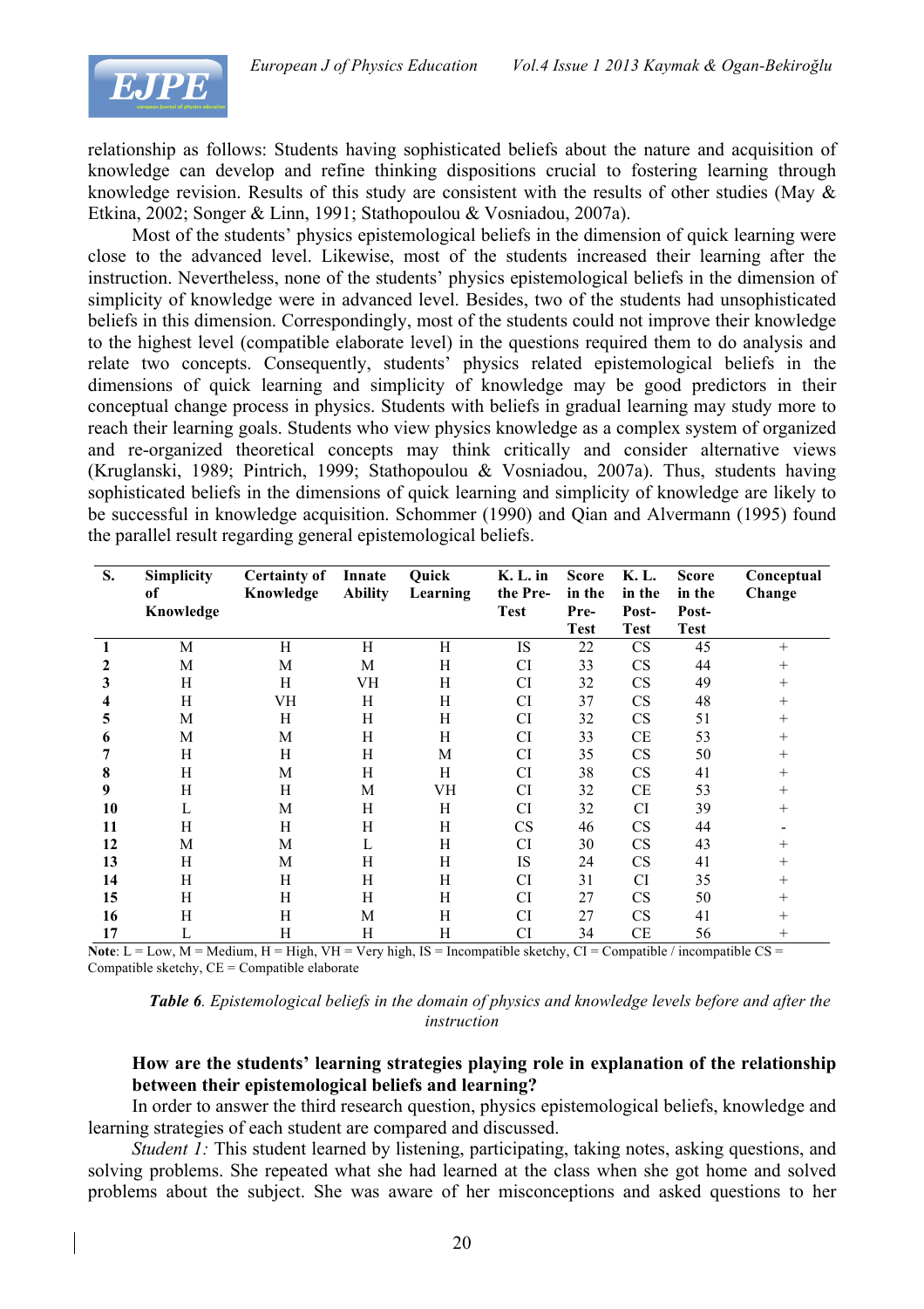relationship as follows: Students having sophisticated beliefs about the nature and acquisition of knowledge can develop and refine thinking dispositions crucial to fostering learning through knowledge revision. Results of this study are consistent with the results of other studies (May & Etkina, 2002; Songer & Linn, 1991; Stathopoulou & Vosniadou, 2007a).

Most of the students' physics epistemological beliefs in the dimension of quick learning were close to the advanced level. Likewise, most of the students increased their learning after the instruction. Nevertheless, none of the students' physics epistemological beliefs in the dimension of simplicity of knowledge were in advanced level. Besides, two of the students had unsophisticated beliefs in this dimension. Correspondingly, most of the students could not improve their knowledge to the highest level (compatible elaborate level) in the questions required them to do analysis and relate two concepts. Consequently, students' physics related epistemological beliefs in the dimensions of quick learning and simplicity of knowledge may be good predictors in their conceptual change process in physics. Students with beliefs in gradual learning may study more to reach their learning goals. Students who view physics knowledge as a complex system of organized and re-organized theoretical concepts may think critically and consider alternative views (Kruglanski, 1989; Pintrich, 1999; Stathopoulou & Vosniadou, 2007a). Thus, students having sophisticated beliefs in the dimensions of quick learning and simplicity of knowledge are likely to be successful in knowledge acquisition. Schommer (1990) and Qian and Alvermann (1995) found the parallel result regarding general epistemological beliefs.

| S. | Simplicity of Knowledge | Certainty of Knowledge | Innate Ability | Quick Learning | K. L. in the Pre-Test | Score in the Pre-Test | K. L. in the Post-Test | Score in the Post-Test | Conceptual Change |
|---|---|---|---|---|---|---|---|---|---|
| **1** | M | H | H | H | IS | 22 | CS | 45 | + |
| **2** | M | M | M | H | CI | 33 | CS | 44 | + |
| **3** | H | H | VH | H | CI | 32 | CS | 49 | + |
| **4** | H | VH | H | H | CI | 37 | CS | 48 | + |
| **5** | M | H | H | H | CI | 32 | CS | 51 | + |
| **6** | M | M | H | H | CI | 33 | CE | 53 | + |
| **7** | H | H | H | M | CI | 35 | CS | 50 | + |
| **8** | H | M | H | H | CI | 38 | CS | 41 | + |
| **9** | H | H | M | VH | CI | 32 | CE | 53 | + |
| **10** | L | M | H | H | CI | 32 | CI | 39 | + |
| **11** | H | H | H | H | CS | 46 | CS | 44 | - |
| **12** | M | M | L | H | CI | 30 | CS | 43 | + |
| **13** | H | M | H | H | IS | 24 | CS | 41 | + |
| **14** | H | H | H | H | CI | 31 | CI | 35 | + |
| **15** | H | H | H | H | CI | 27 | CS | 50 | + |
| **16** | H | H | M | H | CI | 27 | CS | 41 | + |
| **17** | L | H | H | H | CI | 34 | CE | 56 | + |

**Note**: L = Low, M = Medium, H = High, VH = Very high, IS = Incompatible sketchy, CI = Compatible / incompatible CS = Compatible sketchy, CE = Compatible elaborate

***Table 6**. Epistemological beliefs in the domain of physics and knowledge levels before and after the instruction*

**How are the students' learning strategies playing role in explanation of the relationship between their epistemological beliefs and learning?**

In order to answer the third research question, physics epistemological beliefs, knowledge and learning strategies of each student are compared and discussed.

*Student 1:* This student learned by listening, participating, taking notes, asking questions, and solving problems. She repeated what she had learned at the class when she got home and solved problems about the subject. She was aware of her misconceptions and asked questions to her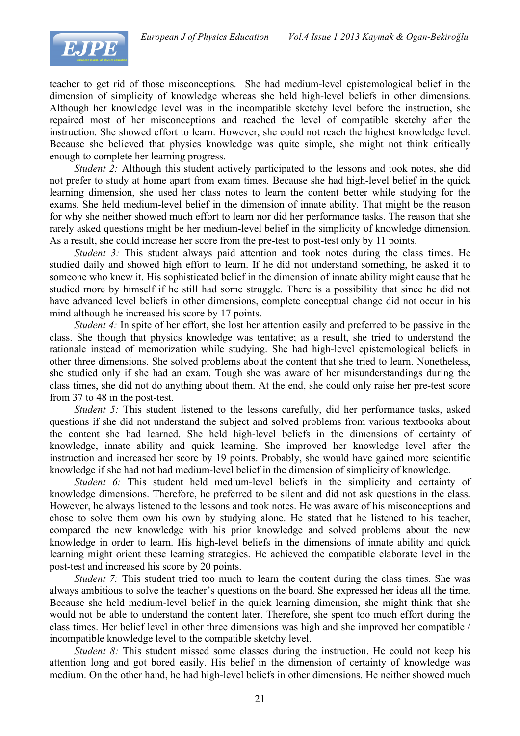teacher to get rid of those misconceptions. She had medium-level epistemological belief in the dimension of simplicity of knowledge whereas she held high-level beliefs in other dimensions. Although her knowledge level was in the incompatible sketchy level before the instruction, she repaired most of her misconceptions and reached the level of compatible sketchy after the instruction. She showed effort to learn. However, she could not reach the highest knowledge level. Because she believed that physics knowledge was quite simple, she might not think critically enough to complete her learning progress.

*Student 2:* Although this student actively participated to the lessons and took notes, she did not prefer to study at home apart from exam times. Because she had high-level belief in the quick learning dimension, she used her class notes to learn the content better while studying for the exams. She held medium-level belief in the dimension of innate ability. That might be the reason for why she neither showed much effort to learn nor did her performance tasks. The reason that she rarely asked questions might be her medium-level belief in the simplicity of knowledge dimension. As a result, she could increase her score from the pre-test to post-test only by 11 points.

*Student 3:* This student always paid attention and took notes during the class times. He studied daily and showed high effort to learn. If he did not understand something, he asked it to someone who knew it. His sophisticated belief in the dimension of innate ability might cause that he studied more by himself if he still had some struggle. There is a possibility that since he did not have advanced level beliefs in other dimensions, complete conceptual change did not occur in his mind although he increased his score by 17 points.

*Student 4:* In spite of her effort, she lost her attention easily and preferred to be passive in the class. She though that physics knowledge was tentative; as a result, she tried to understand the rationale instead of memorization while studying. She had high-level epistemological beliefs in other three dimensions. She solved problems about the content that she tried to learn. Nonetheless, she studied only if she had an exam. Tough she was aware of her misunderstandings during the class times, she did not do anything about them. At the end, she could only raise her pre-test score from 37 to 48 in the post-test.

*Student 5:* This student listened to the lessons carefully, did her performance tasks, asked questions if she did not understand the subject and solved problems from various textbooks about the content she had learned. She held high-level beliefs in the dimensions of certainty of knowledge, innate ability and quick learning. She improved her knowledge level after the instruction and increased her score by 19 points. Probably, she would have gained more scientific knowledge if she had not had medium-level belief in the dimension of simplicity of knowledge.

*Student 6:* This student held medium-level beliefs in the simplicity and certainty of knowledge dimensions. Therefore, he preferred to be silent and did not ask questions in the class. However, he always listened to the lessons and took notes. He was aware of his misconceptions and chose to solve them own his own by studying alone. He stated that he listened to his teacher, compared the new knowledge with his prior knowledge and solved problems about the new knowledge in order to learn. His high-level beliefs in the dimensions of innate ability and quick learning might orient these learning strategies. He achieved the compatible elaborate level in the post-test and increased his score by 20 points.

*Student 7:* This student tried too much to learn the content during the class times. She was always ambitious to solve the teacher's questions on the board. She expressed her ideas all the time. Because she held medium-level belief in the quick learning dimension, she might think that she would not be able to understand the content later. Therefore, she spent too much effort during the class times. Her belief level in other three dimensions was high and she improved her compatible / incompatible knowledge level to the compatible sketchy level.

*Student 8:* This student missed some classes during the instruction. He could not keep his attention long and got bored easily. His belief in the dimension of certainty of knowledge was medium. On the other hand, he had high-level beliefs in other dimensions. He neither showed much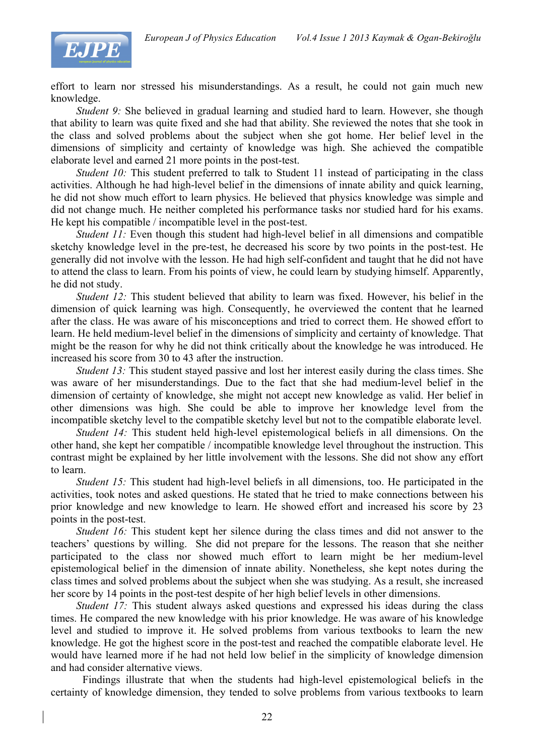effort to learn nor stressed his misunderstandings. As a result, he could not gain much new knowledge.

*Student 9:* She believed in gradual learning and studied hard to learn. However, she though that ability to learn was quite fixed and she had that ability. She reviewed the notes that she took in the class and solved problems about the subject when she got home. Her belief level in the dimensions of simplicity and certainty of knowledge was high. She achieved the compatible elaborate level and earned 21 more points in the post-test.

*Student 10:* This student preferred to talk to Student 11 instead of participating in the class activities. Although he had high-level belief in the dimensions of innate ability and quick learning, he did not show much effort to learn physics. He believed that physics knowledge was simple and did not change much. He neither completed his performance tasks nor studied hard for his exams. He kept his compatible / incompatible level in the post-test.

*Student 11:* Even though this student had high-level belief in all dimensions and compatible sketchy knowledge level in the pre-test, he decreased his score by two points in the post-test. He generally did not involve with the lesson. He had high self-confident and taught that he did not have to attend the class to learn. From his points of view, he could learn by studying himself. Apparently, he did not study.

*Student 12:* This student believed that ability to learn was fixed. However, his belief in the dimension of quick learning was high. Consequently, he overviewed the content that he learned after the class. He was aware of his misconceptions and tried to correct them. He showed effort to learn. He held medium-level belief in the dimensions of simplicity and certainty of knowledge. That might be the reason for why he did not think critically about the knowledge he was introduced. He increased his score from 30 to 43 after the instruction.

*Student 13:* This student stayed passive and lost her interest easily during the class times. She was aware of her misunderstandings. Due to the fact that she had medium-level belief in the dimension of certainty of knowledge, she might not accept new knowledge as valid. Her belief in other dimensions was high. She could be able to improve her knowledge level from the incompatible sketchy level to the compatible sketchy level but not to the compatible elaborate level.

*Student 14:* This student held high-level epistemological beliefs in all dimensions. On the other hand, she kept her compatible / incompatible knowledge level throughout the instruction. This contrast might be explained by her little involvement with the lessons. She did not show any effort to learn.

*Student 15:* This student had high-level beliefs in all dimensions, too. He participated in the activities, took notes and asked questions. He stated that he tried to make connections between his prior knowledge and new knowledge to learn. He showed effort and increased his score by 23 points in the post-test.

*Student 16:* This student kept her silence during the class times and did not answer to the teachers' questions by willing. She did not prepare for the lessons. The reason that she neither participated to the class nor showed much effort to learn might be her medium-level epistemological belief in the dimension of innate ability. Nonetheless, she kept notes during the class times and solved problems about the subject when she was studying. As a result, she increased her score by 14 points in the post-test despite of her high belief levels in other dimensions.

*Student 17:* This student always asked questions and expressed his ideas during the class times. He compared the new knowledge with his prior knowledge. He was aware of his knowledge level and studied to improve it. He solved problems from various textbooks to learn the new knowledge. He got the highest score in the post-test and reached the compatible elaborate level. He would have learned more if he had not held low belief in the simplicity of knowledge dimension and had consider alternative views.

Findings illustrate that when the students had high-level epistemological beliefs in the certainty of knowledge dimension, they tended to solve problems from various textbooks to learn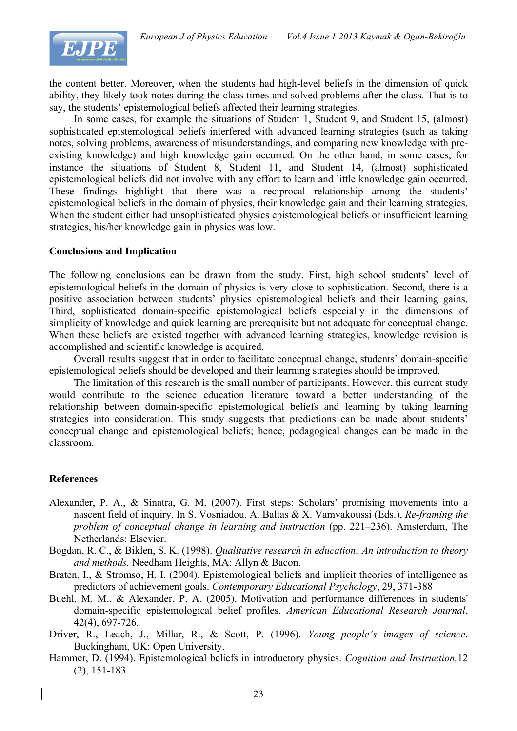the content better. Moreover, when the students had high-level beliefs in the dimension of quick ability, they likely took notes during the class times and solved problems after the class. That is to say, the students' epistemological beliefs affected their learning strategies.

In some cases, for example the situations of Student 1, Student 9, and Student 15, (almost) sophisticated epistemological beliefs interfered with advanced learning strategies (such as taking notes, solving problems, awareness of misunderstandings, and comparing new knowledge with pre-existing knowledge) and high knowledge gain occurred. On the other hand, in some cases, for instance the situations of Student 8, Student 11, and Student 14, (almost) sophisticated epistemological beliefs did not involve with any effort to learn and little knowledge gain occurred. These findings highlight that there was a reciprocal relationship among the students' epistemological beliefs in the domain of physics, their knowledge gain and their learning strategies. When the student either had unsophisticated physics epistemological beliefs or insufficient learning strategies, his/her knowledge gain in physics was low.

## Conclusions and Implication

The following conclusions can be drawn from the study. First, high school students' level of epistemological beliefs in the domain of physics is very close to sophistication. Second, there is a positive association between students' physics epistemological beliefs and their learning gains. Third, sophisticated domain-specific epistemological beliefs especially in the dimensions of simplicity of knowledge and quick learning are prerequisite but not adequate for conceptual change. When these beliefs are existed together with advanced learning strategies, knowledge revision is accomplished and scientific knowledge is acquired.

Overall results suggest that in order to facilitate conceptual change, students' domain-specific epistemological beliefs should be developed and their learning strategies should be improved.

The limitation of this research is the small number of participants. However, this current study would contribute to the science education literature toward a better understanding of the relationship between domain-specific epistemological beliefs and learning by taking learning strategies into consideration. This study suggests that predictions can be made about students' conceptual change and epistemological beliefs; hence, pedagogical changes can be made in the classroom.

## References

Alexander, P. A., & Sinatra, G. M. (2007). First steps: Scholars' promising movements into a nascent field of inquiry. In S. Vosniadou, A. Baltas & X. Vamvakoussi (Eds.), *Re-framing the problem of conceptual change in learning and instruction* (pp. 221–236). Amsterdam, The Netherlands: Elsevier.

Bogdan, R. C., & Biklen, S. K. (1998). *Qualitative research in education: An introduction to theory and methods.* Needham Heights, MA: Allyn & Bacon.

Braten, I., & Stromso, H. I. (2004). Epistemological beliefs and implicit theories of intelligence as predictors of achievement goals. *Contemporary Educational Psychology*, 29, 371-388

Buehl, M. M., & Alexander, P. A. (2005). Motivation and performance differences in students' domain-specific epistemological belief profiles. *American Educational Research Journal*, 42(4), 697-726.

Driver, R., Leach, J., Millar, R., & Scott, P. (1996). *Young people's images of science*. Buckingham, UK: Open University.

Hammer, D. (1994). Epistemological beliefs in introductory physics. *Cognition and Instruction,*12 (2), 151-183.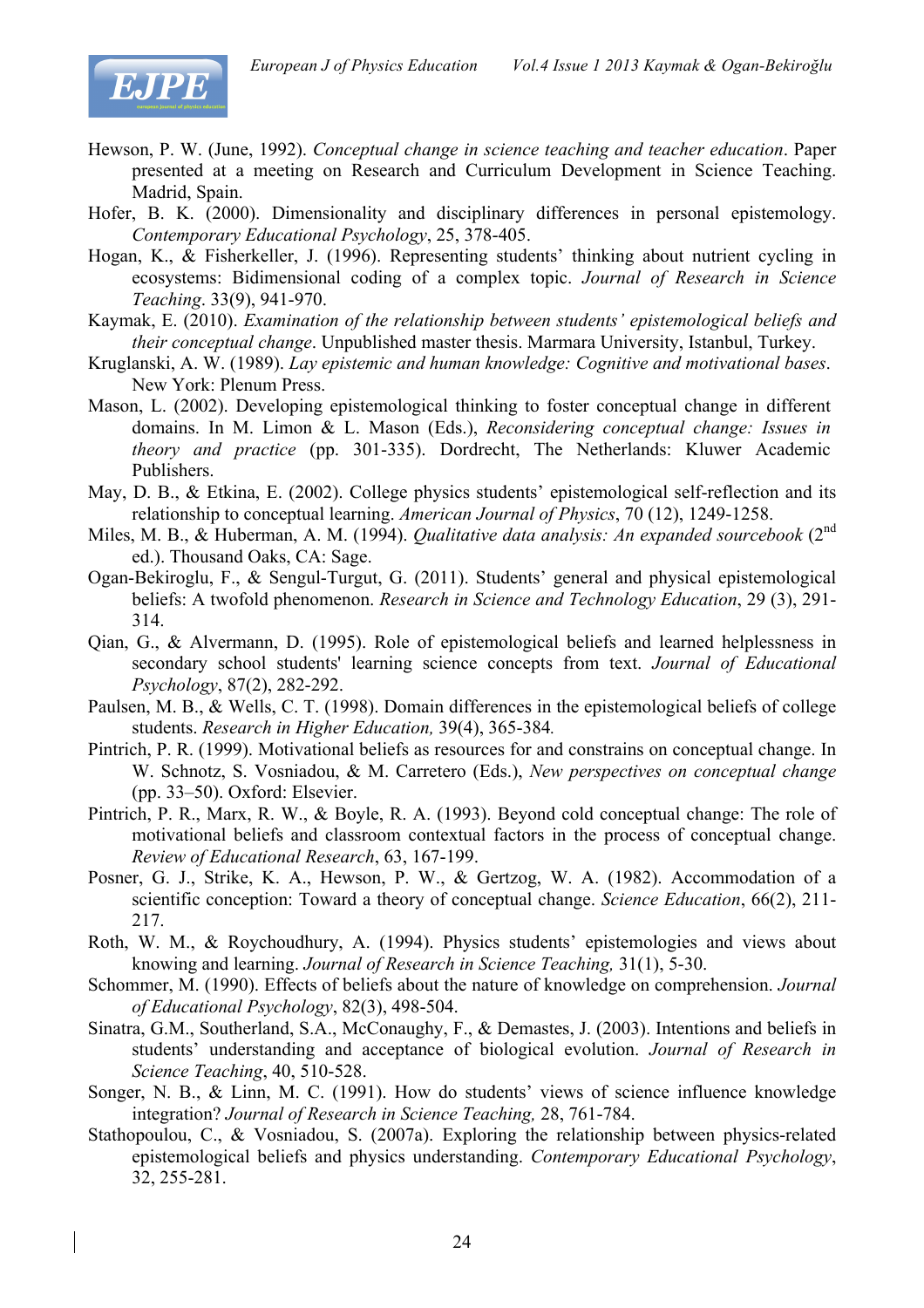Hewson, P. W. (June, 1992). *Conceptual change in science teaching and teacher education*. Paper presented at a meeting on Research and Curriculum Development in Science Teaching. Madrid, Spain.

Hofer, B. K. (2000). Dimensionality and disciplinary differences in personal epistemology. *Contemporary Educational Psychology*, 25, 378-405.

Hogan, K., & Fisherkeller, J. (1996). Representing students' thinking about nutrient cycling in ecosystems: Bidimensional coding of a complex topic. *Journal of Research in Science Teaching*. 33(9), 941-970.

Kaymak, E. (2010). *Examination of the relationship between students' epistemological beliefs and their conceptual change*. Unpublished master thesis. Marmara University, Istanbul, Turkey.

Kruglanski, A. W. (1989). *Lay epistemic and human knowledge: Cognitive and motivational bases*. New York: Plenum Press.

Mason, L. (2002). Developing epistemological thinking to foster conceptual change in different domains. In M. Limon & L. Mason (Eds.), *Reconsidering conceptual change: Issues in theory and practice* (pp. 301-335). Dordrecht, The Netherlands: Kluwer Academic Publishers.

May, D. B., & Etkina, E. (2002). College physics students' epistemological self-reflection and its relationship to conceptual learning. *American Journal of Physics*, 70 (12), 1249-1258.

Miles, M. B., & Huberman, A. M. (1994). *Qualitative data analysis: An expanded sourcebook* (2nd ed.). Thousand Oaks, CA: Sage.

Ogan-Bekiroglu, F., & Sengul-Turgut, G. (2011). Students' general and physical epistemological beliefs: A twofold phenomenon. *Research in Science and Technology Education*, 29 (3), 291-314.

Qian, G., & Alvermann, D. (1995). Role of epistemological beliefs and learned helplessness in secondary school students' learning science concepts from text. *Journal of Educational Psychology*, 87(2), 282-292.

Paulsen, M. B., & Wells, C. T. (1998). Domain differences in the epistemological beliefs of college students. *Research in Higher Education,* 39(4), 365-384*.*

Pintrich, P. R. (1999). Motivational beliefs as resources for and constrains on conceptual change. In W. Schnotz, S. Vosniadou, & M. Carretero (Eds.), *New perspectives on conceptual change* (pp. 33–50). Oxford: Elsevier.

Pintrich, P. R., Marx, R. W., & Boyle, R. A. (1993). Beyond cold conceptual change: The role of motivational beliefs and classroom contextual factors in the process of conceptual change. *Review of Educational Research*, 63, 167-199.

Posner, G. J., Strike, K. A., Hewson, P. W., & Gertzog, W. A. (1982). Accommodation of a scientific conception: Toward a theory of conceptual change. *Science Education*, 66(2), 211-217.

Roth, W. M., & Roychoudhury, A. (1994). Physics students' epistemologies and views about knowing and learning. *Journal of Research in Science Teaching,* 31(1), 5-30.

Schommer, M. (1990). Effects of beliefs about the nature of knowledge on comprehension. *Journal of Educational Psychology*, 82(3), 498-504.

Sinatra, G.M., Southerland, S.A., McConaughy, F., & Demastes, J. (2003). Intentions and beliefs in students' understanding and acceptance of biological evolution. *Journal of Research in Science Teaching*, 40, 510-528.

Songer, N. B., & Linn, M. C. (1991). How do students' views of science influence knowledge integration? *Journal of Research in Science Teaching,* 28, 761-784.

Stathopoulou, C., & Vosniadou, S. (2007a). Exploring the relationship between physics-related epistemological beliefs and physics understanding. *Contemporary Educational Psychology*, 32, 255-281.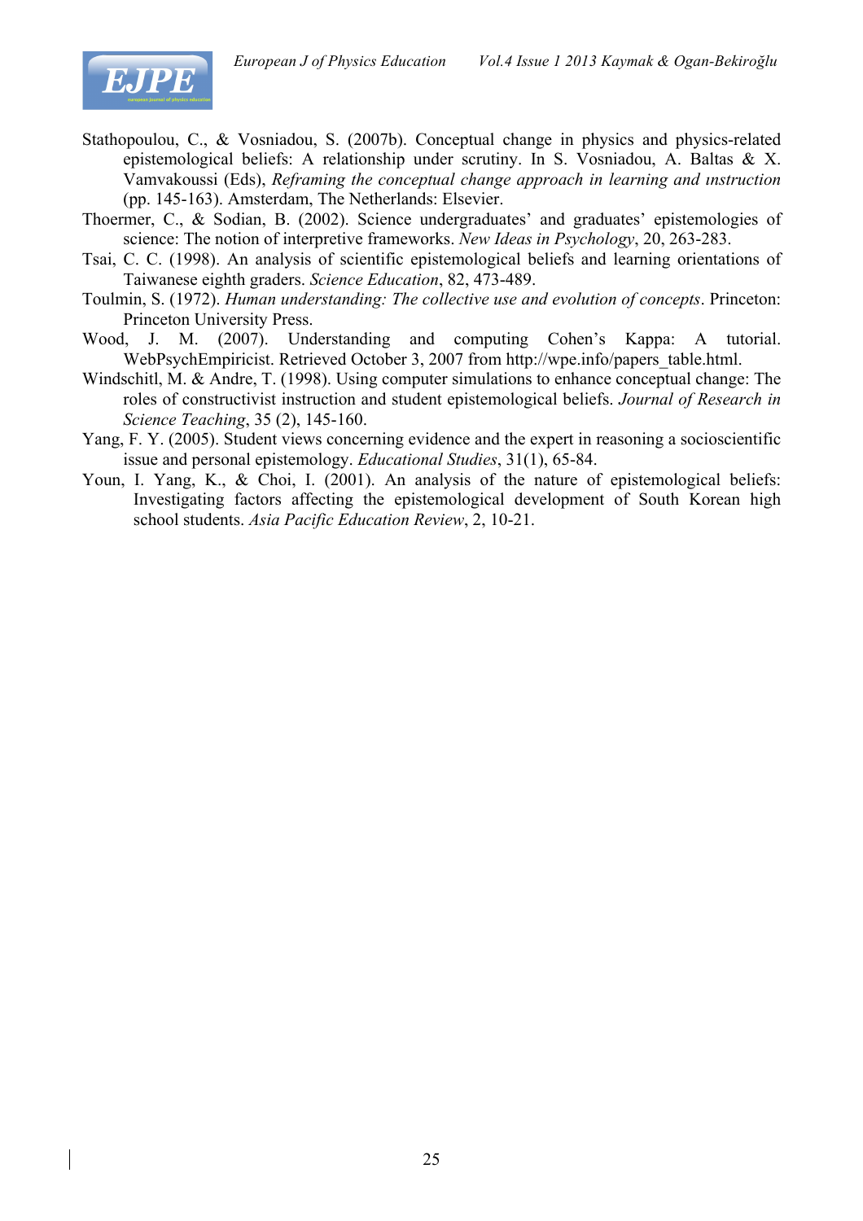Stathopoulou, C., & Vosniadou, S. (2007b). Conceptual change in physics and physics-related epistemological beliefs: A relationship under scrutiny. In S. Vosniadou, A. Baltas & X. Vamvakoussi (Eds), *Reframing the conceptual change approach in learning and ınstruction* (pp. 145-163). Amsterdam, The Netherlands: Elsevier.

Thoermer, C., & Sodian, B. (2002). Science undergraduates' and graduates' epistemologies of science: The notion of interpretive frameworks. *New Ideas in Psychology*, 20, 263-283.

Tsai, C. C. (1998). An analysis of scientific epistemological beliefs and learning orientations of Taiwanese eighth graders. *Science Education*, 82, 473-489.

Toulmin, S. (1972). *Human understanding: The collective use and evolution of concepts*. Princeton: Princeton University Press.

Wood, J. M. (2007). Understanding and computing Cohen's Kappa: A tutorial. WebPsychEmpiricist. Retrieved October 3, 2007 from http://wpe.info/papers_table.html.

Windschitl, M. & Andre, T. (1998). Using computer simulations to enhance conceptual change: The roles of constructivist instruction and student epistemological beliefs. *Journal of Research in Science Teaching*, 35 (2), 145-160.

Yang, F. Y. (2005). Student views concerning evidence and the expert in reasoning a socioscientific issue and personal epistemology. *Educational Studies*, 31(1), 65-84.

Youn, I. Yang, K., & Choi, I. (2001). An analysis of the nature of epistemological beliefs: Investigating factors affecting the epistemological development of South Korean high school students. *Asia Pacific Education Review*, 2, 10-21.